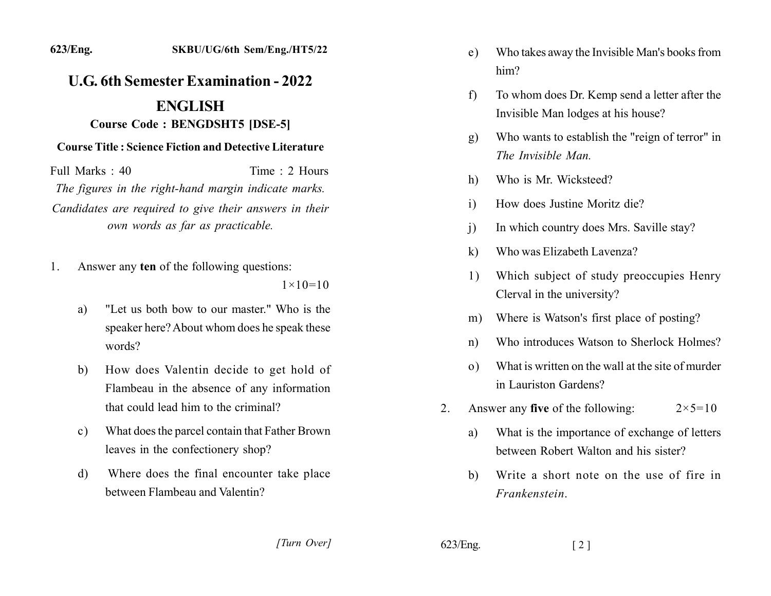623/Eng. SKBU/UG/6th Sem/Eng./HT5/22

# U.G. 6th Semester Examination - 2022

## ENGLISH

### Course Code : BENGDSHT5 [DSE-5]

### Course Title : Science Fiction and Detective Literature

Full Marks : 40 Time : 2 Hours

*The figures in the right-hand margin indicate marks.*

*Candidates are required to give their answers in their own words as far as practicable.*

1. Answer any **ten** of the following questions: $1\times10=10$

   a) "Let us both bow to our master." Who is the speaker here? About whom does he speak these words?

   b) How does Valentin decide to get hold of Flambeau in the absence of any information that could lead him to the criminal?

   c) What does the parcel contain that Father Brown leaves in the confectionery shop?

   d) Where does the final encounter take place between Flambeau and Valentin?

   e) Who takes away the Invisible Man's books from him?

   f) To whom does Dr. Kemp send a letter after the Invisible Man lodges at his house?

   g) Who wants to establish the "reign of terror" in *The Invisible Man.*

   h) Who is Mr. Wicksteed?

   i) How does Justine Moritz die?

   j) In which country does Mrs. Saville stay?

   k) Who was Elizabeth Lavenza?

   l) Which subject of study preoccupies Henry Clerval in the university?

   m) Where is Watson's first place of posting?

   n) Who introduces Watson to Sherlock Holmes?

   o) What is written on the wall at the site of murder in Lauriston Gardens?

2. Answer any **five** of the following: $2\times5=10$

   a) What is the importance of exchange of letters between Robert Walton and his sister?

   b) Write a short note on the use of fire in *Frankenstein*.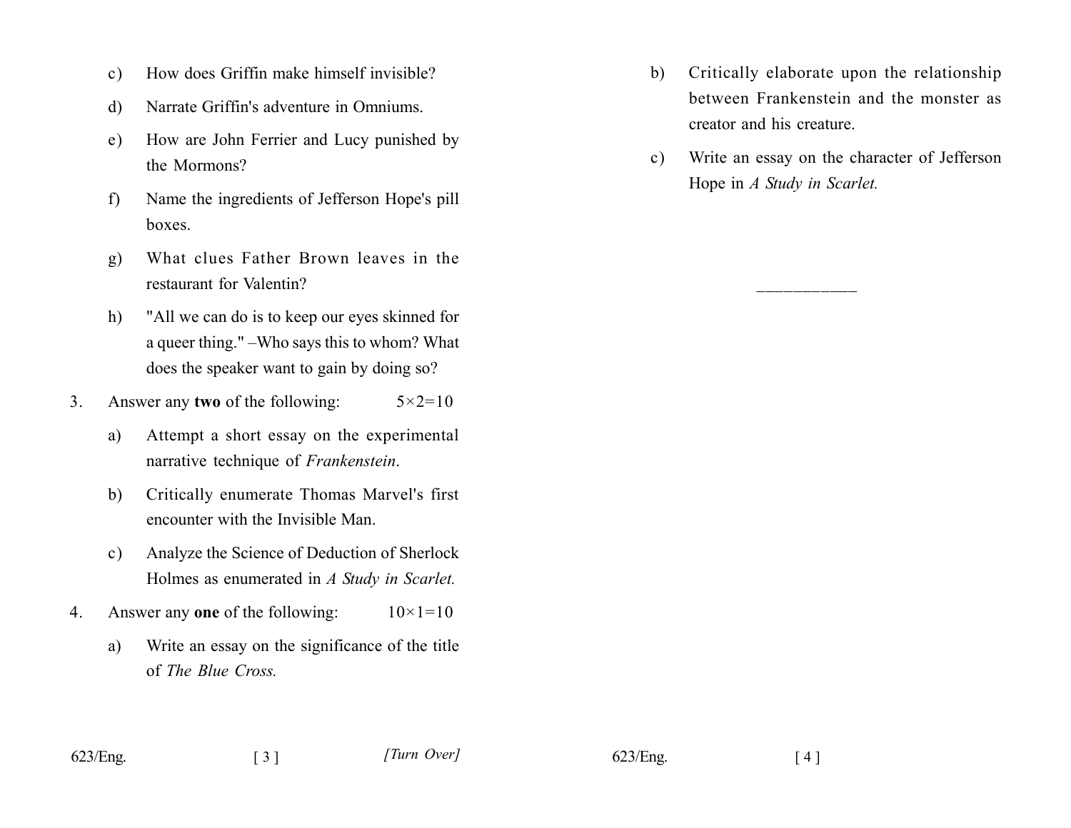c) How does Griffin make himself invisible?

d) Narrate Griffin's adventure in Omniums.

e) How are John Ferrier and Lucy punished by the Mormons?

f) Name the ingredients of Jefferson Hope's pill boxes.

g) What clues Father Brown leaves in the restaurant for Valentin?

h) "All we can do is to keep our eyes skinned for a queer thing." –Who says this to whom? What does the speaker want to gain by doing so?

3. Answer any **two** of the following: 5×2=10

a) Attempt a short essay on the experimental narrative technique of *Frankenstein*.

b) Critically enumerate Thomas Marvel's first encounter with the Invisible Man.

c) Analyze the Science of Deduction of Sherlock Holmes as enumerated in *A Study in Scarlet.*

4. Answer any **one** of the following: 10×1=10

a) Write an essay on the significance of the title of *The Blue Cross.*

b) Critically elaborate upon the relationship between Frankenstein and the monster as creator and his creature.

c) Write an essay on the character of Jefferson Hope in *A Study in Scarlet.*